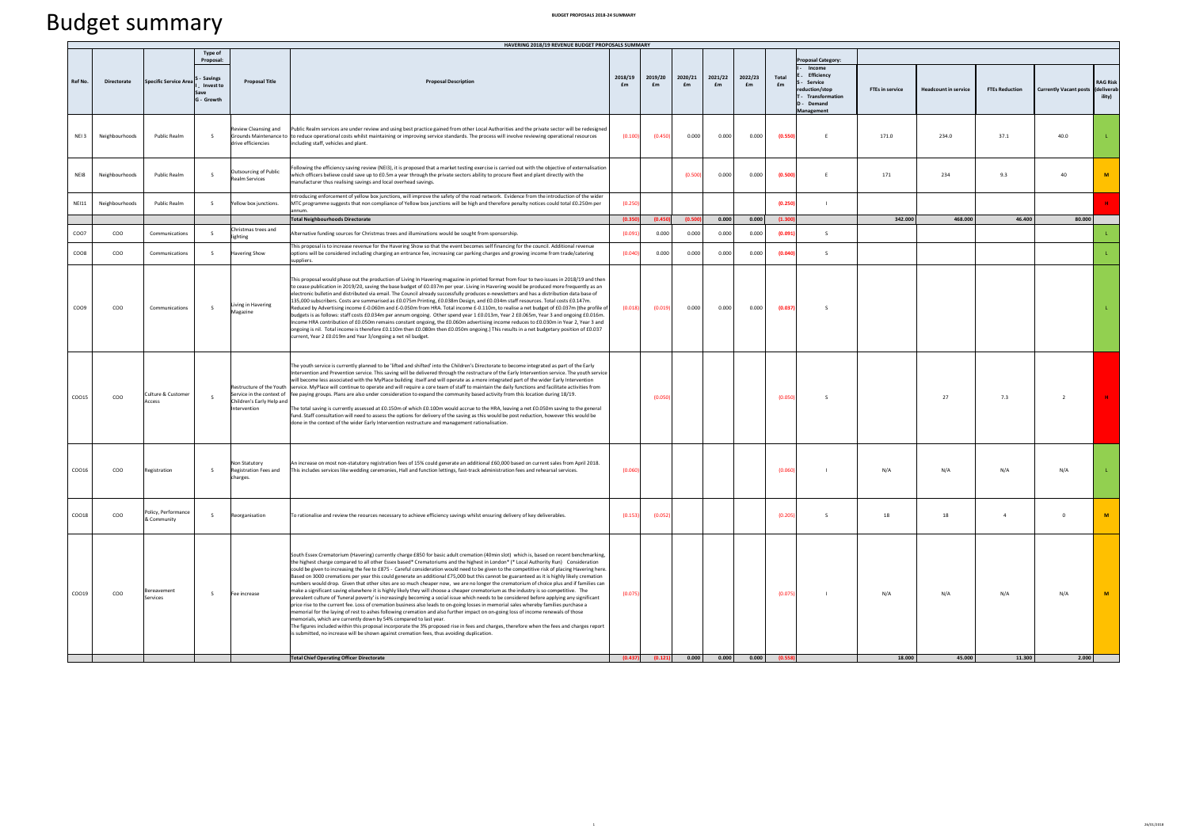# Budget summary

**HAVERING 2018/19 REVENUE BUDGET PROPOSALS SUMMARY**

| Ref No. | Directorate | Specific Service Area | Type of Proposal: S - Savings I - Invest to Save G - Growth | Proposal Title | Proposal Description | 2018/19 £m | 2019/20 £m | 2020/21 £m | 2021/22 £m | 2022/23 £m | Total £m | Proposal Category: I - Income E - Efficiency S - Service reduction/stop T - Transformation D - Demand Management | FTEs in service | Headcount in service | FTEs Reduction | Currently Vacant posts | RAG Risk (deliverability) |
|---|---|---|---|---|---|---|---|---|---|---|---|---|---|---|---|---|---|
| NEI 3 | Neighbourhoods | Public Realm | S | Review Cleansing and Grounds Maintenance to drive efficiencies | Public Realm services are under review and using best practice gained from other Local Authorities and the private sector will be redesigned to reduce operational costs whilst maintaining or improving service standards. The process will involve reviewing operational resources including staff, vehicles and plant. | (0.100) | (0.450) | 0.000 | 0.000 | 0.000 | (0.550) | E | 171.0 | 234.0 | 37.1 | 40.0 | L |
| NEI8 | Neighbourhoods | Public Realm | S | Outsourcing of Public Realm Services | Following the efficiency saving review (NEI3), it is proposed that a market testing exercise is carried out with the objective of externalisation which officers believe could save up to £0.5m a year through the private sectors ability to procure fleet and plant directly with the manufacturer thus realising savings and local overhead savings. | | | (0.500) | 0.000 | 0.000 | (0.500) | E | 171 | 234 | 9.3 | 40 | M |
| NEI11 | Neighbourhoods | Public Realm | S | Yellow box junctions. | Introducing enforcement of yellow box junctions, will improve the safety of the road network. Evidence from the introduction of the wider MTC programme suggests that non compliance of Yellow box junctions will be high and therefore penalty notices could total £0.250m per annum. | (0.250) | | | | | (0.250) | I | | | | | H |
| | | | | | **Total Neighbourhoods Directorate** | **(0.350)** | **(0.450)** | **(0.500)** | **0.000** | **0.000** | **(1.300)** | | **342.000** | **468.000** | **46.400** | **80.000** | |
| COO7 | COO | Communications | S | Christmas trees and lighting | Alternative funding sources for Christmas trees and illuminations would be sought from sponsorship. | (0.091) | 0.000 | 0.000 | 0.000 | 0.000 | (0.091) | S | | | | | L |
| COO8 | COO | Communications | S | Havering Show | This proposal is to increase revenue for the Havering Show so that the event becomes self financing for the council. Additional revenue options will be considered including charging an entrance fee, increasing car parking charges and growing income from trade/catering suppliers. | (0.040) | 0.000 | 0.000 | 0.000 | 0.000 | (0.040) | S | | | | | L |
| COO9 | COO | Communications | S | Living in Havering Magazine | This proposal would phase out the production of Living In Havering magazine in printed format from four to two issues in 2018/19 and then to cease publication in 2019/20, saving the base budget of £0.037m per year. Living in Havering would be produced more frequently as an electronic bulletin and distributed via email. The Council already successfully produces e-newsletters and has a distribution data base of 135,000 subscribers. Costs are summarised as £0.075m Printing, £0.038m Design, and £0.034m staff resources. Total costs £0.147m. Reduced by Advertising income £-0.060m and £-0.050m from HRA. Total income £-0.110m, to realise a net budget of £0.037m (the profile of budgets is as follows: staff costs £0.034m per annum ongoing. Other spend year 1 £0.013m, Year 2 £0.065m, Year 3 and ongoing £0.016m. Income HRA contribution of £0.050m remains constant ongoing, the £0.060m advertising income reduces to £0.030m in Year 2, Year 3 and ongoing is nil. Total income is therefore £0.110m then £0.080m then £0.050m ongoing.) This results in a net budgetary position of £0.037 current, Year 2 £0.019m and Year 3/ongoing a net nil budget. | (0.018) | (0.019) | 0.000 | 0.000 | 0.000 | (0.037) | S | | | | | L |
| COO15 | COO | Culture & Customer Access | S | Restructure of the Youth Service in the context of Children's Early Help and Intervention | The youth service is currently planned to be 'lifted and shifted' into the Children's Directorate to become integrated as part of the Early Intervention and Prevention service. This saving will be delivered through the restructure of the Early Intervention service. The youth service will become less associated with the MyPlace building itself and will operate as a more integrated part of the wider Early Intervention service. MyPlace will continue to operate and will require a core team of staff to maintain the daily functions and facilitate activities from fee paying groups. Plans are also under consideration to expand the community based activity from this location during 18/19.<br><br>The total saving is currently assessed at £0.150m of which £0.100m would accrue to the HRA, leaving a net £0.050m saving to the general fund. Staff consultation will need to assess the options for delivery of the saving as this would be post reduction, however this would be done in the context of the wider Early Intervention restructure and management rationalisation. | | (0.050) | | | | (0.050) | S | | 27 | 7.3 | 2 | H |
| COO16 | COO | Registration | S | Non Statutory Registration Fees and charges. | An increase on most non-statutory registration fees of 15% could generate an additional £60,000 based on current sales from April 2018. This includes services like wedding ceremonies, Hall and function lettings, fast-track administration fees and rehearsal services. | (0.060) | | | | | (0.060) | I | N/A | N/A | N/A | N/A | L |
| COO18 | COO | Policy, Performance & Community | S | Reorganisation | To rationalise and review the reources necessary to achieve efficiency savings whilst ensuring delivery of key deliverables. | (0.153) | (0.052) | | | | (0.205) | S | 18 | 18 | 4 | 0 | M |
| COO19 | COO | Bereavement Services | S | Fee increase | South Essex Crematorium (Havering) currently charge £850 for basic adult cremation (40min slot) which is, based on recent benchmarking, the highest charge compared to all other Essex based* Crematoriums and the highest in London* (* Local Authority Run) Consideration could be given to increasing the fee to £875 - Careful consideration would need to be given to the competitive risk of placing Havering here. Based on 3000 cremations per year this could generate an additional £75,000 but this cannot be guaranteed as it is highly likely cremation numbers would drop. Given that other sites are so much cheaper now, we are no longer the crematorium of choice plus and if families can make a significant saving elsewhere it is highly likely they will choose a cheaper crematorium as the industry is so competitive. The prevalent culture of 'funeral poverty' is increasingly becoming a social issue which needs to be considered before applying any significant price rise to the current fee. Loss of cremation business also leads to on-going losses in memorial sales whereby families purchase a memorial for the laying of rest to ashes following cremation and also further impact on on-going loss of income renewals of those memorials, which are currently down by 54% compared to last year.<br>The figures included within this proposal incorporate the 3% proposed rise in fees and charges, therefore when the fees and charges report is submitted, no increase will be shown against cremation fees, thus avoiding duplication. | (0.075) | | | | | (0.075) | I | N/A | N/A | N/A | N/A | M |
| | | | | | **Total Chief Operating Officer Directorate** | **(0.437)** | **(0.121)** | **0.000** | **0.000** | **0.000** | **(0.558)** | | **18.000** | **45.000** | **11.300** | **2.000** | |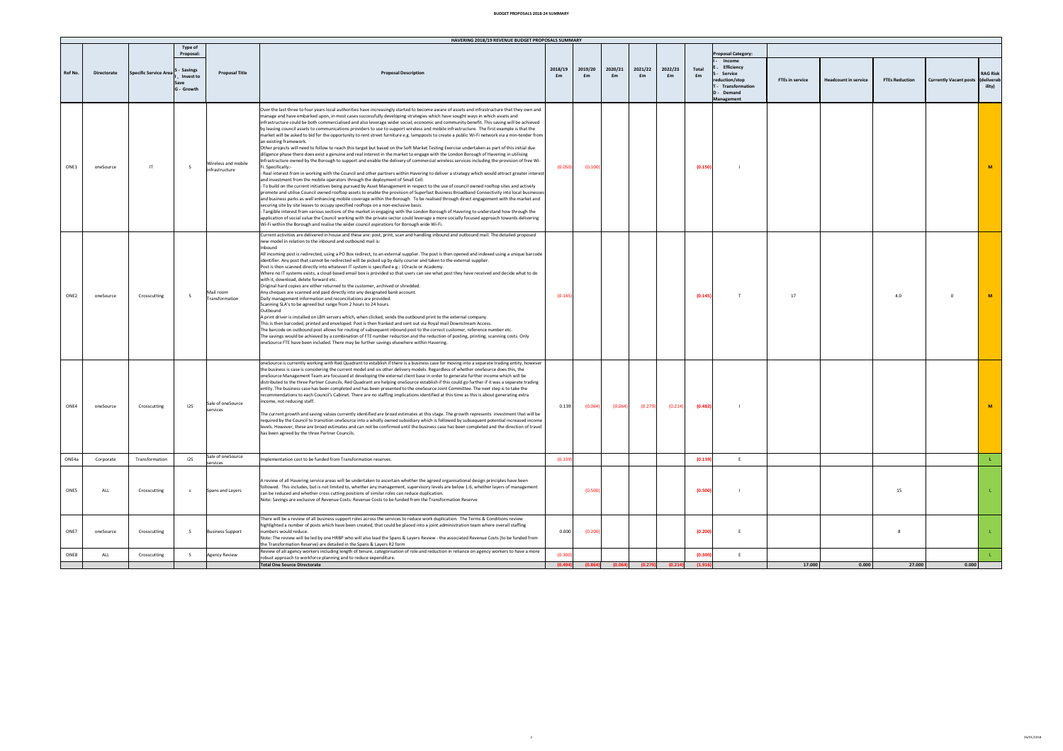## HAVERING 2018/19 REVENUE BUDGET PROPOSALS SUMMARY

| Ref No. | Directorate | Specific Service Area | Type of Proposal: S - Savings I - Invest to Save G - Growth | Proposal Title | Proposal Description | 2018/19 £m | 2019/20 £m | 2020/21 £m | 2021/22 £m | 2022/23 £m | Total £m | Proposal Category: I - Income E - Efficiency S - Service reduction/stop T - Transformation D - Demand Management | FTEs in service | Headcount in service | FTEs Reduction | Currently Vacant posts | RAG Risk (deliverability) |
|---|---|---|---|---|---|---|---|---|---|---|---|---|---|---|---|---|---|
| ONE1 | oneSource | IT | S | Wireless and mobile infrastructure | Over the last three to four years local authorities have increasingly started to become aware of assets and infrastructure that they own and manage and have embarked upon, in most cases successfully developing strategies which have sought ways in which assets and infrastructure could be both commercialised and also leverage wider social, economic and community benefit. This saving will be achieved by leasing council assets to communications providers to use to support wireless and mobile infrastructure. The first example is that the market will be asked to bid for the opportunity to rent street furniture e.g. lampposts to create a public Wi-Fi network via a min-tender from an existing framework.<br>Other projects will need to follow to reach this target but based on the Soft Market Testing Exercise undertaken as part of this initial due diligence phase there does exist a genuine and real interest in the market to engage with the London Borough of Havering in utilising infrastructure owned by the Borough to support and enable the delivery of commercial wireless services including the provision of free Wi-Fi. Specifically:-<br>- Real interest from in working with the Council and other partners within Havering to deliver a strategy which would attract greater interest and investment from the mobile operators through the deployment of Small Cell.<br>- To build on the current initiatives being pursued by Asset Management in respect to the use of council owned rooftop sites and actively promote and utilise Council owned rooftop assets to enable the provision of Superfast Business Broadband Connectivity into local businesses and business parks as well enhancing mobile coverage within the Borough. To be realised through direct engagement with the market and securing site by site leases to occupy specified rooftops on a non-exclusive basis.<br>- Tangible interest from various sections of the market in engaging with the London Borough of Havering to understand how through the application of social value the Council working with the private sector could leverage a more socially focused approach towards delivering Wi-Fi within the Borough and realise the wider council aspirations for Borough wide Wi-Fi. | (0.050) | (0.100) | | | | (0.150) | I | | | | | M |
| ONE2 | oneSource | Crosscutting | S | Mail room Transformation | Current activities are delivered in house and these are: post, print, scan and handling inbound and outbound mail. The detailed proposed new model in relation to the inbound and outbound mail is:<br>Inbound<br>All incoming post is redirected, using a PO Box redirect, to an external supplier. The post is then opened and indexed using a unique barcode identifier. Any post that cannot be redirected will be picked up by daily courier and taken to the external supplier.<br>Post is then scanned directly into whatever IT system is specified e.g.: 1Oracle or Academy.<br>Where no IT systems exists, a cloud based email box is provided so that users can see what post they have received and decide what to do with it, download, delete forward etc.<br>Original hard copies are either returned to the customer, archived or shredded.<br>Any cheques are scanned and paid directly into any designated bank account.<br>Daily management information and reconciliations are provided.<br>Scanning SLA's to be agreed but range from 2 hours to 24 hours.<br>Outbound<br>A print driver is installed on LBH servers which, when clicked, sends the outbound print to the external company.<br>This is then barcoded, printed and enveloped. Post is then franked and sent out via Royal mail Downstream Access.<br>The barcode on outbound post allows for routing of subsequent inbound post to the correct customer, reference number etc.<br>The savings would be achieved by a combination of FTE number reduction and the reduction of posting, printing, scanning costs. Only oneSource FTE have been included. There may be further savings elsewhere within Havering. | (0.145) | | | | | (0.145) | T | 17 | | 4.0 | 0 | M |
| ONE4 | oneSource | Crosscutting | I2S | Sale of oneSource services | oneSource is currently working with Red Quadrant to establish if there is a business case for moving into a separate trading entity, however the business is case is considering the current model and six other delivery models. Regardless of whether oneSource does this, the oneSource Management Team are focussed at developing the external client base in order to generate further income which will be distributed to the three Partner Councils. Red Quadrant are helping oneSource establish if this could go further if it was a separate trading entity. The business case has been completed and has been presented to the oneSource Joint Committee. The next step is to take the recommendations to each Council's Cabinet. There are no staffing implications identified at this time as this is about generating extra income, not reducing staff.<br>The current growth and saving values currently identified are broad estimates at this stage. The growth represents investment that will be required by the Council to transition oneSource into a wholly owned subsidiary which is followed by subsequent potential increased income levels. However, these are broad estimates and can not be confirmed until the business case has been completed and the direction of travel has been agreed by the three Partner Councils. | 0.139 | (0.064) | (0.064) | (0.279) | (0.214) | (0.482) | I | | | | | M |
| ONE4a | Corporate | Transformation | I2S | Sale of oneSource services | Implementation cost to be funded from Transformation reserves. | (0.139) | | | | | (0.139) | E | | | | | L |
| ONE5 | ALL | Crosscutting | s | Spans and Layers | A review of all Havering service areas will be undertaken to ascertain whether the agreed organisational design principles have been followed. This includes, but is not limited to, whether any management, supervisory levels are below 1:6, whether layers of management can be reduced and whether cross cutting positions of similar roles can reduce duplication.<br>Note: Savings are exclusive of Revenue Costs: Revenue Costs to be funded from the Transformation Reserve | | (0.500) | | | | (0.500) | I | | | 15 | | L |
| ONE7 | oneSource | Crosscutting | S | Business Support | There will be a review of all business support roles across the services to reduce work duplication. The Terms & Conditions review highlighted a number of posts which have been created, that could be placed into a joint administration team where overall staffing numbers would reduce.<br>Note: The review will be led by one HRBP who will also lead the Spans & Layers Review - the associated Revenue Costs (to be funded from the Transformation Reserve) are detailed in the Spans & Layers R2 form | 0.000 | (0.200) | | | | (0.200) | E | | | 8 | | L |
| ONE8 | ALL | Crosscutting | S | Agency Review | Review of all agency workers including length of tenure, categorisation of role and reduction in reliance on agency workers to have a more robust approach to workforce planning and to reduce expenditure. | (0.300) | | | | | (0.300) | E | | | | | L |
| | | | | | **Total One Source Directorate** | **(0.494)** | **(0.864)** | **(0.064)** | **(0.279)** | **(0.214)** | **(1.916)** | | **17.000** | **0.000** | **27.000** | **0.000** | |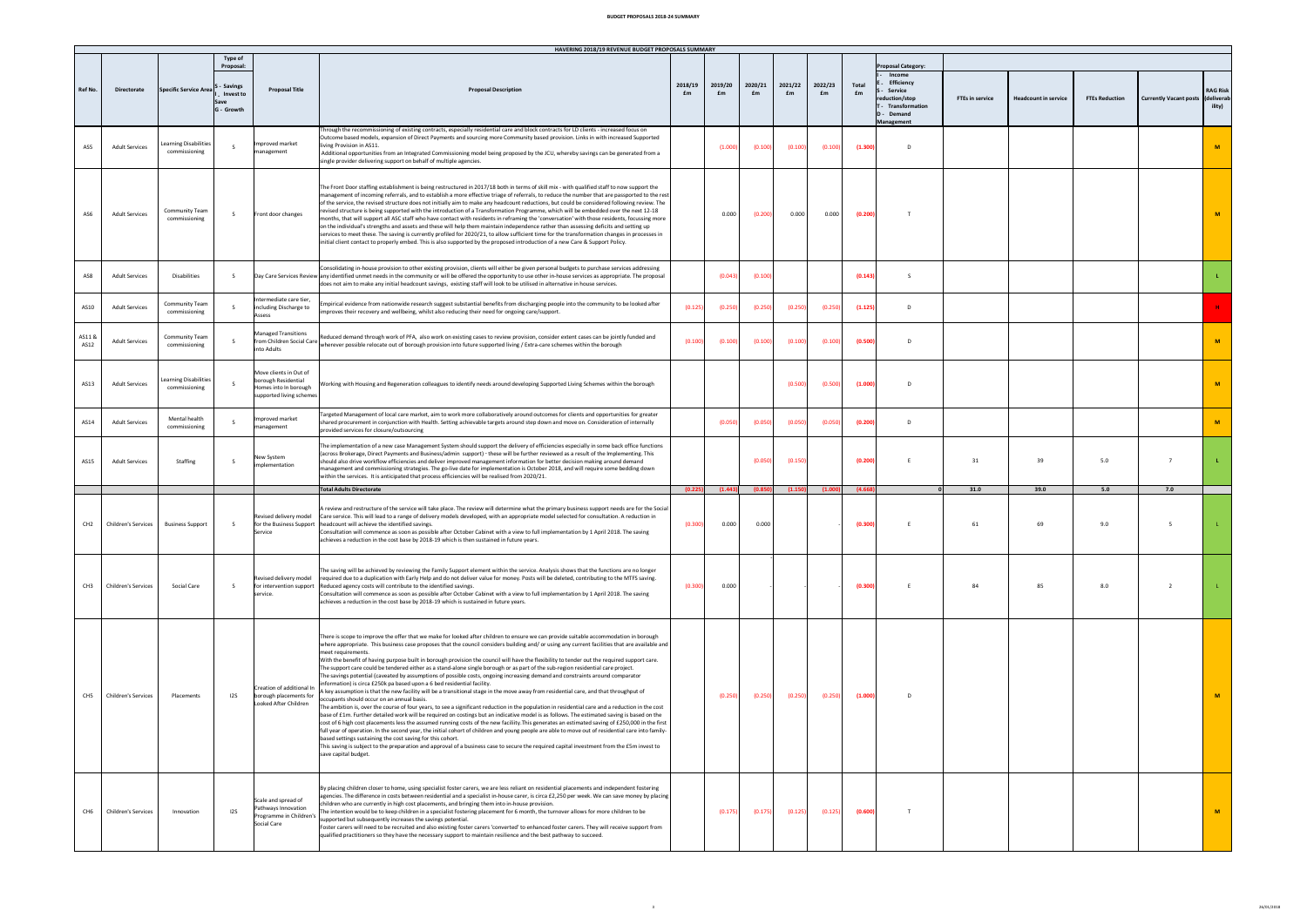# HAVERING 2018/19 REVENUE BUDGET PROPOSALS SUMMARY

| Ref No. | Directorate | Specific Service Area | Type of Proposal: S - Savings I - Invest to Save G - Growth | Proposal Title | Proposal Description | 2018/19 £m | 2019/20 £m | 2020/21 £m | 2021/22 £m | 2022/23 £m | Total £m | Proposal Category: I - Income E - Efficiency S - Service reduction/stop T - Transformation D - Demand Management | FTEs in service | Headcount in service | FTEs Reduction | Currently Vacant posts | RAG Risk (deliverability) |
|---|---|---|---|---|---|---|---|---|---|---|---|---|---|---|---|---|---|
| AS5 | Adult Services | Learning Disabilities commissioning | S | Improved market management | Through the recommissioning of existing contracts, especially residential care and block contracts for LD clients - increased focus on Outcome based models, expansion of Direct Payments and sourcing more Community based provision. Links in with increased Supported living Provision in AS11.<br>Additional opportunities from an Integrated Commissioning model being proposed by the JCU, whereby savings can be generated from a single provider delivering support on behalf of multiple agencies. | | (1.000) | (0.100) | (0.100) | (0.100) | (1.300) | D | | | | | M |
| AS6 | Adult Services | Community Team commissioning | S | Front door changes | The Front Door staffing establishment is being restructured in 2017/18 both in terms of skill mix - with qualified staff to now support the management of incoming referrals, and to establish a more effective triage of referrals, to reduce the number that are passported to the rest of the service, the revised structure does not initially aim to make any headcount reductions, but could be considered following review. The revised structure is being supported with the introduction of a Transformation Programme, which will be embedded over the next 12-18 months, that will support all ASC staff who have contact with residents in reframing the 'conversation' with those residents, focussing more on the individual's strengths and assets and these will help them maintain independence rather than assessing deficits and setting up services to meet these. The saving is currently profiled for 2020/21, to allow sufficient time for the transformation changes in processes in initial client contact to properly embed. This is also supported by the proposed introduction of a new Care & Support Policy. | | 0.000 | (0.200) | 0.000 | 0.000 | (0.200) | T | | | | | M |
| AS8 | Adult Services | Disabilities | S | Day Care Services Review | Consolidating in-house provision to other existing provision, clients will either be given personal budgets to purchase services addressing any identified unmet needs in the community or will be offered the opportunity to use other in-house services as appropriate. The proposal does not aim to make any initial headcount savings, existing staff will look to be utilised in alternative in house services. | | (0.043) | (0.100) | | | (0.143) | S | | | | | L |
| AS10 | Adult Services | Community Team commissioning | S | Intermediate care tier, including Discharge to Assess | Empirical evidence from nationwide research suggest substantial benefits from discharging people into the community to be looked after improves their recovery and wellbeing, whilst also reducing their need for ongoing care/support. | (0.125) | (0.250) | (0.250) | (0.250) | (0.250) | (1.125) | D | | | | | H |
| AS11 & AS12 | Adult Services | Community Team commissioning | S | Managed Transitions from Children Social Care into Adults | Reduced demand through work of PFA, also work on existing cases to review provision, consider extent cases can be jointly funded and wherever possible relocate out of borough provision into future supported living / Extra-care schemes within the borough | (0.100) | (0.100) | (0.100) | (0.100) | (0.100) | (0.500) | D | | | | | M |
| AS13 | Adult Services | Learning Disabilities commissioning | S | Move clients in Out of borough Residential Homes into In borough supported living schemes | Working with Housing and Regeneration colleagues to identify needs around developing Supported Living Schemes within the borough | | | | (0.500) | (0.500) | (1.000) | D | | | | | M |
| AS14 | Adult Services | Mental health commissioning | S | Improved market management | Targeted Management of local care market, aim to work more collaboratively around outcomes for clients and opportunities for greater shared procurement in conjunction with Health. Setting achievable targets around step down and move on. Consideration of internally provided services for closure/outsourcing | | (0.050) | (0.050) | (0.050) | (0.050) | (0.200) | D | | | | | M |
| AS15 | Adult Services | Staffing | S | New System implementation | The implementation of a new case Management System should support the delivery of efficiencies especially in some back office functions (across Brokerage, Direct Payments and Business/admin support) - these will be further reviewed as a result of the Implementing. This should also drive workflow efficiencies and deliver improved management information for better decision making around demand management and commissioning strategies. The go-live date for implementation is October 2018, and will require some bedding down within the services. It is anticipated that process efficiencies will be realised from 2020/21. | | | (0.050) | (0.150) | | (0.200) | E | 31 | 39 | 5.0 | 7 | L |
| | | | | | **Total Adults Directorate** | **(0.225)** | **(1.443)** | **(0.850)** | **(1.150)** | **(1.000)** | **(4.668)** | **0** | **31.0** | **39.0** | **5.0** | **7.0** | |
| CH2 | Children's Services | Business Support | S | Revised delivery model for the Business Support Service | A review and restructure of the service will take place. The review will determine what the primary business support needs are for the Social Care service. This will lead to a range of delivery models developed, with an appropriate model selected for consultation. A reduction in headcount will achieve the identified savings.<br>Consultation will commence as soon as possible after October Cabinet with a view to full implementation by 1 April 2018. The saving achieves a reduction in the cost base by 2018-19 which is then sustained in future years. | (0.300) | 0.000 | 0.000 | | - | (0.300) | E | 61 | 69 | 9.0 | 5 | L |
| CH3 | Children's Services | Social Care | S | Revised delivery model for intervention support service. | The saving will be achieved by reviewing the Family Support element within the service. Analysis shows that the functions are no longer required due to a duplication with Early Help and do not deliver value for money. Posts will be deleted, contributing to the MTFS saving. Reduced agency costs will contribute to the identified savings.<br>Consultation will commence as soon as possible after October Cabinet with a view to full implementation by 1 April 2018. The saving achieves a reduction in the cost base by 2018-19 which is sustained in future years. | (0.300) | 0.000 | - | - | - | (0.300) | E | 84 | 85 | 8.0 | 2 | L |
| CH5 | Children's Services | Placements | I2S | Creation of additional In borough placements for Looked After Children | There is scope to improve the offer that we make for looked after children to ensure we can provide suitable accommodation in borough where appropriate. This business case proposes that the council considers building and/ or using any current facilities that are available and meet requirements.<br>With the benefit of having purpose built in borough provision the council will have the flexibility to tender out the required support care. The support care could be tendered either as a stand-alone single borough or as part of the sub-region residential care project.<br>The savings potential (caveated by assumptions of possible costs, ongoing increasing demand and constraints around comparator information) is circa £250k pa based upon a 6 bed residential facility.<br>A key assumption is that the new facility will be a transitional stage in the move away from residential care, and that throughput of occupants should occur on an annual basis.<br>The ambition is, over the course of four years, to see a significant reduction in the population in residential care and a reduction in the cost base of £1m. Further detailed work will be required on costings but an indicative model is as follows. The estimated saving is based on the cost of 6 high cost placements less the assumed running costs of the new facility.This generates an estimated saving of £250,000 in the first full year of operation. In the second year, the initial cohort of children and young people are able to move out of residential care into family-based settings sustaining the cost saving for this cohort.<br>This saving is subject to the preparation and approval of a business case to secure the required capital investment from the £5m invest to save capital budget. | | (0.250) | (0.250) | (0.250) | (0.250) | (1.000) | D | | | | | M |
| CH6 | Children's Services | Innovation | I2S | Scale and spread of Pathways Innovation Programme in Children's Social Care | By placing children closer to home, using specialist foster carers, we are less reliant on residential placements and independent fostering agencies. The difference in costs between residential and a specialist in-house carer, is circa £2,250 per week. We can save money by placing children who are currently in high cost placements, and bringing them into in-house provision.<br>The intention would be to keep children in a specialist fostering placement for 6 month, the turnover allows for more children to be supported but subsequently increases the savings potential.<br>Foster carers will need to be recruited and also existing foster carers 'converted' to enhanced foster carers. They will receive support from qualified practitioners so they have the necessary support to maintain resilience and the best pathway to succeed. | | (0.175) | (0.175) | (0.125) | (0.125) | (0.600) | T | | | | | M |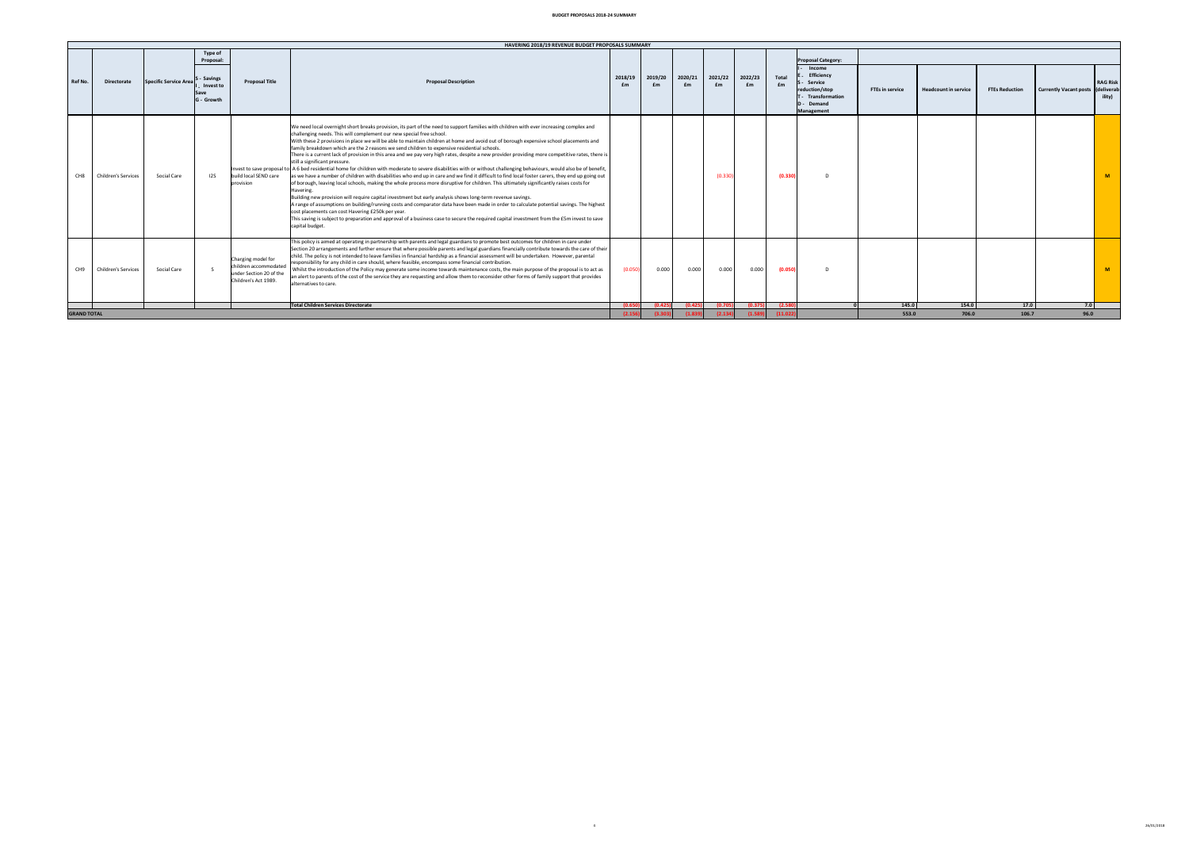# BUDGET PROPOSALS 2018-24 SUMMARY

| HAVERING 2018/19 REVENUE BUDGET PROPOSALS SUMMARY | | | | | | | | | | | | | | | | | | | |
|---|---|---|---|---|---|---|---|---|---|---|---|---|---|---|---|---|---|---|---|
| Ref No. | Directorate | Specific Service Area | Type of Proposal: S - Savings I - Invest to Save G - Growth | Proposal Title | Proposal Description | 2018/19 £m | 2019/20 £m | 2020/21 £m | 2021/22 £m | 2022/23 £m | Total £m | Proposal Category: I - Income E - Efficiency S - Service reduction/stop T - Transformation D - Demand Management | FTEs in service | Headcount in service | FTEs Reduction | Currently Vacant posts | RAG Risk (deliverability) |
| CH8 | Children's Services | Social Care | I2S | Invest to save proposal to build local SEND care provision | We need local overnight short breaks provision, its part of the need to support families with children with ever increasing complex and challenging needs. This will complement our new special free school.<br>With these 2 provisions in place we will be able to maintain children at home and avoid out of borough expensive school placements and family breakdown which are the 2 reasons we send children to expensive residential schools.<br>There is a current lack of provision in this area and we pay very high rates, despite a new provider providing more competitive rates, there is still a significant pressure.<br>A 6 bed residential home for children with moderate to severe disabilities with or without challenging behaviours, would also be of benefit, as we have a number of children with disabilities who end up in care and we find it difficult to find local foster carers, they end up going out of borough, leaving local schools, making the whole process more disruptive for children. This ultimately significantly raises costs for Havering.<br>Building new provision will require capital investment but early analysis shows long-term revenue savings.<br>A range of assumptions on building/running costs and comparator data have been made in order to calculate potential savings. The highest cost placements can cost Havering £250k per year.<br>This saving is subject to preparation and approval of a business case to secure the required capital investment from the £5m invest to save capital budget. | | | | (0.330) | | (0.330) | D | | | | | M |
| CH9 | Children's Services | Social Care | S | Charging model for children accommodated under Section 20 of the Children's Act 1989. | This policy is aimed at operating in partnership with parents and legal guardians to promote best outcomes for children in care under Section 20 arrangements and further ensure that where possible parents and legal guardians financially contribute towards the care of their child. The policy is not intended to leave families in financial hardship as a financial assessment will be undertaken. However, parental responsibility for any child in care should, where feasible, encompass some financial contribution.<br>Whilst the introduction of the Policy may generate some income towards maintenance costs, the main purpose of the proposal is to act as an alert to parents of the cost of the service they are requesting and allow them to reconsider other forms of family support that provides alternatives to care. | (0.050) | 0.000 | 0.000 | 0.000 | 0.000 | (0.050) | D | | | | | M |
| | | | | | Total Children Services Directorate | (0.650) | (0.425) | (0.425) | (0.705) | (0.375) | (2.580) | 0 | 145.0 | 154.0 | 17.0 | 7.0 | |
| GRAND TOTAL | | | | | | (2.156) | (3.303) | (1.839) | (2.134) | (1.589) | (11.022) | | 553.0 | 706.0 | 106.7 | 96.0 | |